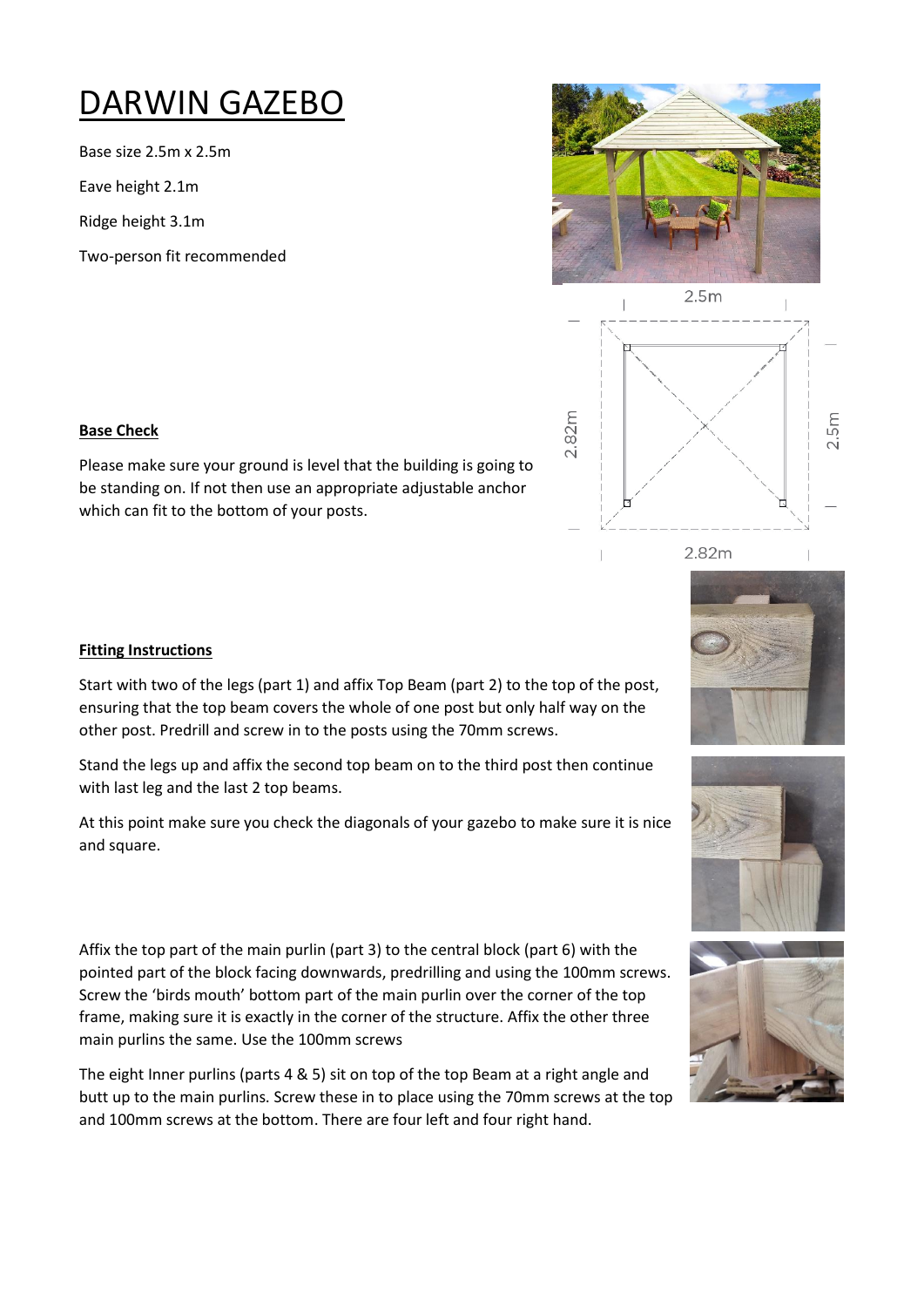# DARWIN GAZEBO

Base size 2.5m x 2.5m

Eave height 2.1m

Ridge height 3.1m

Two-person fit recommended

**Base Check**

Please make sure your ground is level that the building is going to be standing on. If not then use an appropriate adjustable anchor which can fit to the bottom of your posts.

**Fitting Instructions**

Start with two of the legs (part 1) and affix Top Beam (part 2) to the top of the post, ensuring that the top beam covers the whole of one post but only half way on the other post. Predrill and screw in to the posts using the 70mm screws.

Stand the legs up and affix the second top beam on to the third post then continue with last leg and the last 2 top beams.

At this point make sure you check the diagonals of your gazebo to make sure it is nice and square.

Affix the top part of the main purlin (part 3) to the central block (part 6) with the pointed part of the block facing downwards, predrilling and using the 100mm screws. Screw the 'birds mouth' bottom part of the main purlin over the corner of the top frame, making sure it is exactly in the corner of the structure. Affix the other three main purlins the same. Use the 100mm screws

The eight Inner purlins (parts 4 & 5) sit on top of the top Beam at a right angle and butt up to the main purlins. Screw these in to place using the 70mm screws at the top and 100mm screws at the bottom. There are four left and four right hand.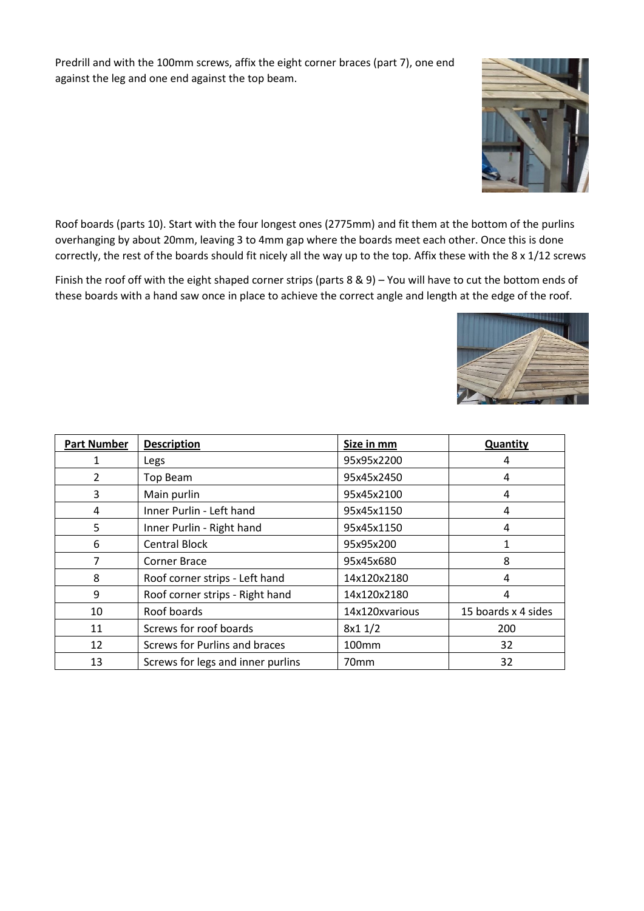Predrill and with the 100mm screws, affix the eight corner braces (part 7), one end against the leg and one end against the top beam.

Roof boards (parts 10). Start with the four longest ones (2775mm) and fit them at the bottom of the purlins overhanging by about 20mm, leaving 3 to 4mm gap where the boards meet each other. Once this is done correctly, the rest of the boards should fit nicely all the way up to the top. Affix these with the 8 x 1/12 screws

Finish the roof off with the eight shaped corner strips (parts 8 & 9) – You will have to cut the bottom ends of these boards with a hand saw once in place to achieve the correct angle and length at the edge of the roof.

| **Part Number** | **Description** | **Size in mm** | **Quantity** |
|---|---|---|---|
| 1 | Legs | 95x95x2200 | 4 |
| 2 | Top Beam | 95x45x2450 | 4 |
| 3 | Main purlin | 95x45x2100 | 4 |
| 4 | Inner Purlin - Left hand | 95x45x1150 | 4 |
| 5 | Inner Purlin - Right hand | 95x45x1150 | 4 |
| 6 | Central Block | 95x95x200 | 1 |
| 7 | Corner Brace | 95x45x680 | 8 |
| 8 | Roof corner strips - Left hand | 14x120x2180 | 4 |
| 9 | Roof corner strips - Right hand | 14x120x2180 | 4 |
| 10 | Roof boards | 14x120xvarious | 15 boards x 4 sides |
| 11 | Screws for roof boards | 8x1 1/2 | 200 |
| 12 | Screws for Purlins and braces | 100mm | 32 |
| 13 | Screws for legs and inner purlins | 70mm | 32 |